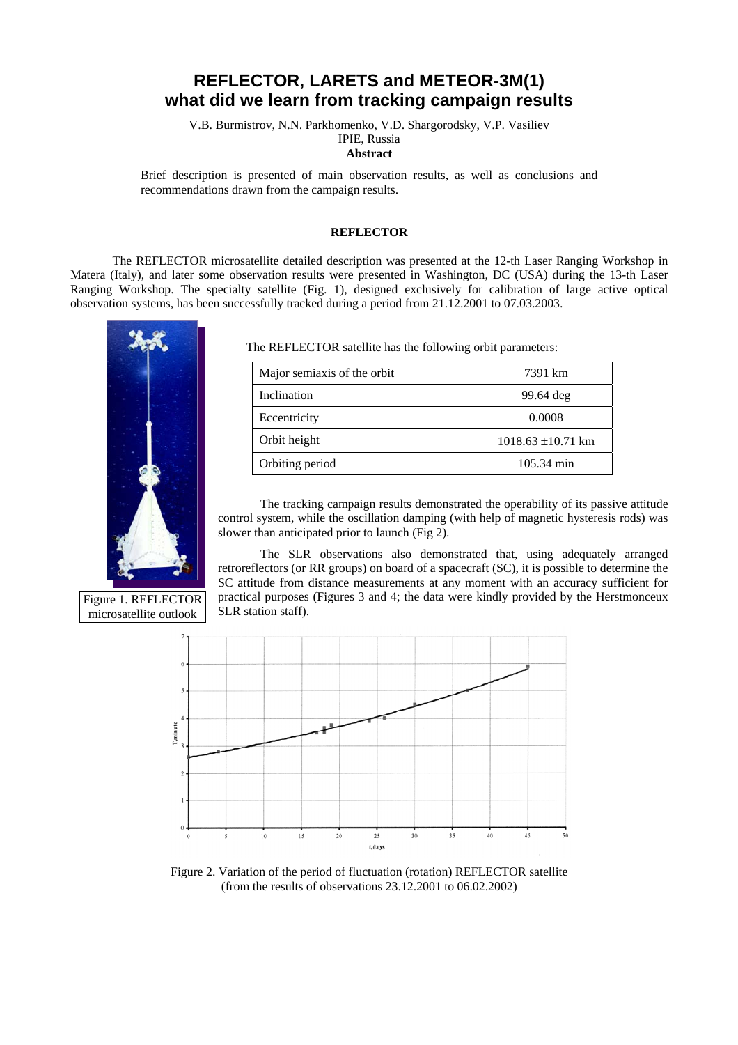# REFLECTOR, LARETS and METEOR-3M(1) what did we learn from tracking campaign results

V.B. Burmistrov, N.N. Parkhomenko, V.D. Shargorodsky, V.P. Vasiliev

IPIE, Russia

**Abstract**

Brief description is presented of main observation results, as well as conclusions and recommendations drawn from the campaign results.

## REFLECTOR

The REFLECTOR microsatellite detailed description was presented at the 12-th Laser Ranging Workshop in Matera (Italy), and later some observation results were presented in Washington, DC (USA) during the 13-th Laser Ranging Workshop. The specialty satellite (Fig. 1), designed exclusively for calibration of large active optical observation systems, has been successfully tracked during a period from 21.12.2001 to 07.03.2003.

Figure 1. REFLECTOR microsatellite outlook

The REFLECTOR satellite has the following orbit parameters:

| Major semiaxis of the orbit | 7391 km |
|---|---|
| Inclination | 99.64 deg |
| Eccentricity | 0.0008 |
| Orbit height | 1018.63 ±10.71 km |
| Orbiting period | 105.34 min |

The tracking campaign results demonstrated the operability of its passive attitude control system, while the oscillation damping (with help of magnetic hysteresis rods) was slower than anticipated prior to launch (Fig 2).

The SLR observations also demonstrated that, using adequately arranged retroreflectors (or RR groups) on board of a spacecraft (SC), it is possible to determine the SC attitude from distance measurements at any moment with an accuracy sufficient for practical purposes (Figures 3 and 4; the data were kindly provided by the Herstmonceux SLR station staff).

Figure 2. Variation of the period of fluctuation (rotation) REFLECTOR satellite (from the results of observations 23.12.2001 to 06.02.2002)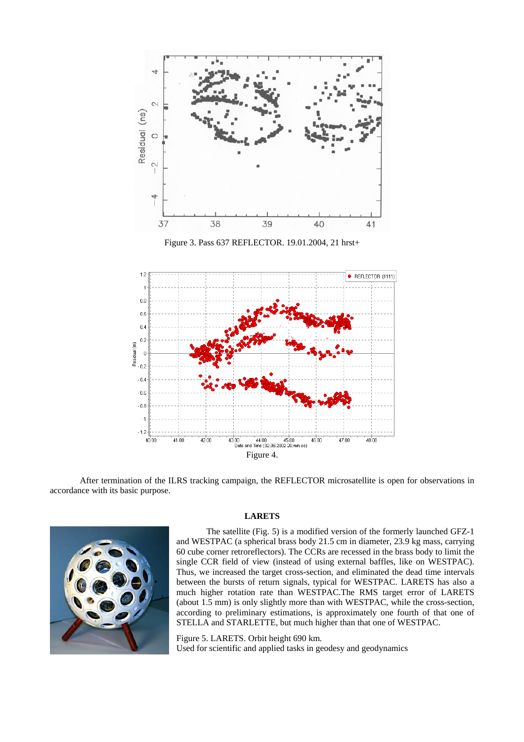Figure 3. Pass 637 REFLECTOR. 19.01.2004, 21 hrst+

Figure 4.

After termination of the ILRS tracking campaign, the REFLECTOR microsatellite is open for observations in accordance with its basic purpose.

### LARETS

The satellite (Fig. 5) is a modified version of the formerly launched GFZ-1 and WESTPAC (a spherical brass body 21.5 cm in diameter, 23.9 kg mass, carrying 60 cube corner retroreflectors). The CCRs are recessed in the brass body to limit the single CCR field of view (instead of using external baffles, like on WESTPAC). Thus, we increased the target cross-section, and eliminated the dead time intervals between the bursts of return signals, typical for WESTPAC. LARETS has also a much higher rotation rate than WESTPAC.The RMS target error of LARETS (about 1.5 mm) is only slightly more than with WESTPAC, while the cross-section, according to preliminary estimations, is approximately one fourth of that one of STELLA and STARLETTE, but much higher than that one of WESTPAC.

Figure 5. LARETS. Orbit height 690 km.
Used for scientific and applied tasks in geodesy and geodynamics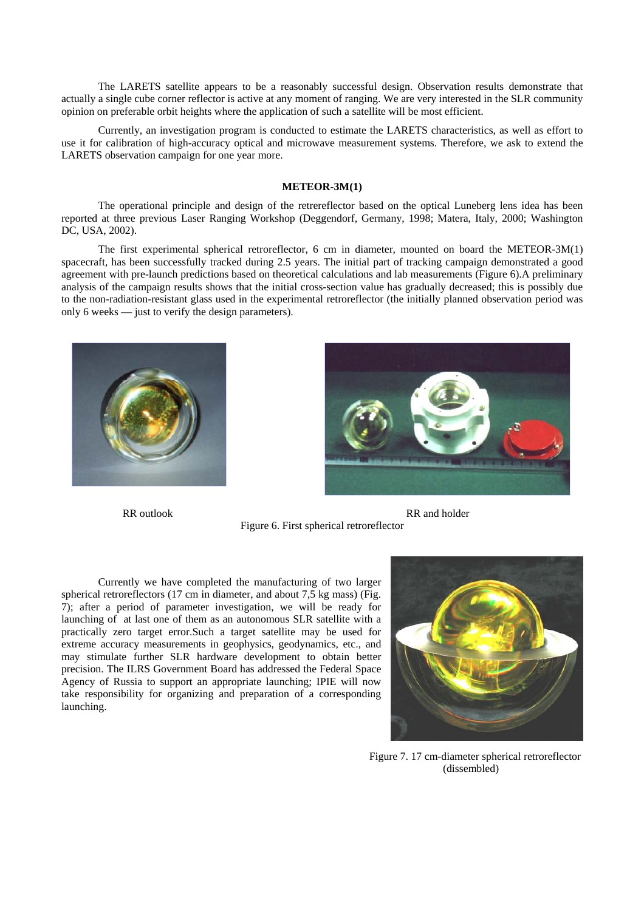The LARETS satellite appears to be a reasonably successful design. Observation results demonstrate that actually a single cube corner reflector is active at any moment of ranging. We are very interested in the SLR community opinion on preferable orbit heights where the application of such a satellite will be most efficient.

Currently, an investigation program is conducted to estimate the LARETS characteristics, as well as effort to use it for calibration of high-accuracy optical and microwave measurement systems. Therefore, we ask to extend the LARETS observation campaign for one year more.

## METEOR-3M(1)

The operational principle and design of the retrereflector based on the optical Luneberg lens idea has been reported at three previous Laser Ranging Workshop (Deggendorf, Germany, 1998; Matera, Italy, 2000; Washington DC, USA, 2002).

The first experimental spherical retroreflector, 6 cm in diameter, mounted on board the METEOR-3M(1) spacecraft, has been successfully tracked during 2.5 years. The initial part of tracking campaign demonstrated a good agreement with pre-launch predictions based on theoretical calculations and lab measurements (Figure 6).A preliminary analysis of the campaign results shows that the initial cross-section value has gradually decreased; this is possibly due to the non-radiation-resistant glass used in the experimental retroreflector (the initially planned observation period was only 6 weeks — just to verify the design parameters).

RR outlook

RR and holder

Figure 6. First spherical retroreflector

Currently we have completed the manufacturing of two larger spherical retroreflectors (17 cm in diameter, and about 7,5 kg mass) (Fig. 7); after a period of parameter investigation, we will be ready for launching of at last one of them as an autonomous SLR satellite with a practically zero target error.Such a target satellite may be used for extreme accuracy measurements in geophysics, geodynamics, etc., and may stimulate further SLR hardware development to obtain better precision. The ILRS Government Board has addressed the Federal Space Agency of Russia to support an appropriate launching; IPIE will now take responsibility for organizing and preparation of a corresponding launching.

Figure 7. 17 cm-diameter spherical retroreflector (dissembled)